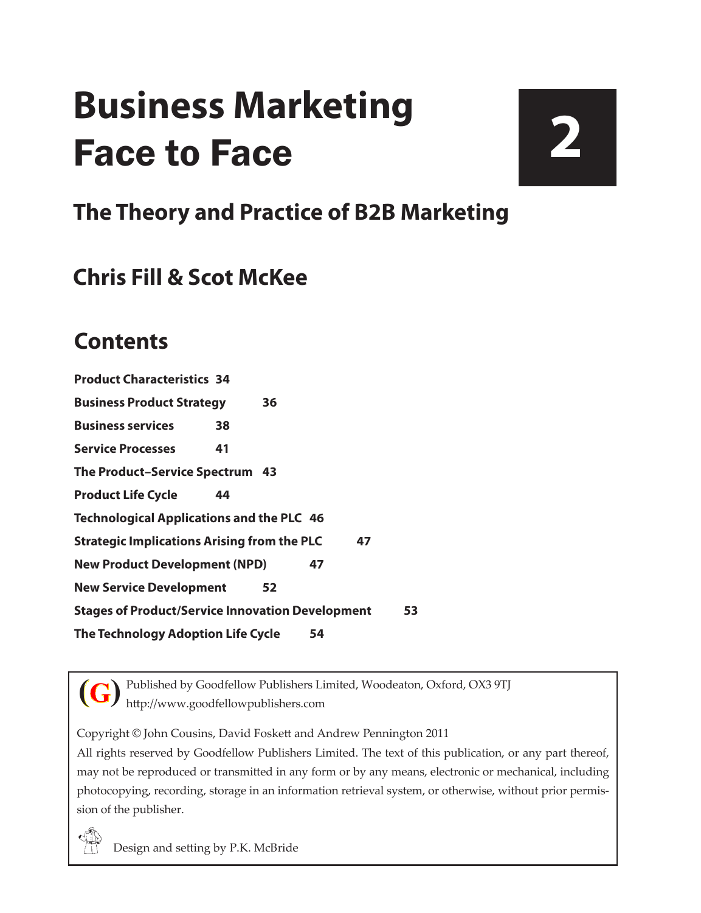# Business Marketing Face to Face

## 2

## The Theory and Practice of B2B Marketing

## Chris Fill & Scot McKee

## Contents

**Product Characteristics 34**

**Business Product Strategy 36**

**Business services 38**

**Service Processes 41**

**The Product–Service Spectrum 43**

**Product Life Cycle 44**

**Technological Applications and the PLC 46**

**Strategic Implications Arising from the PLC 47**

**New Product Development (NPD) 47**

**New Service Development 52**

**Stages of Product/Service Innovation Development 53**

**The Technology Adoption Life Cycle 54**

(G) Published by Goodfellow Publishers Limited, Woodeaton, Oxford, OX3 9TJ
http://www.goodfellowpublishers.com

Copyright © John Cousins, David Foskett and Andrew Pennington 2011

All rights reserved by Goodfellow Publishers Limited. The text of this publication, or any part thereof, may not be reproduced or transmitted in any form or by any means, electronic or mechanical, including photocopying, recording, storage in an information retrieval system, or otherwise, without prior permission of the publisher.

Design and setting by P.K. McBride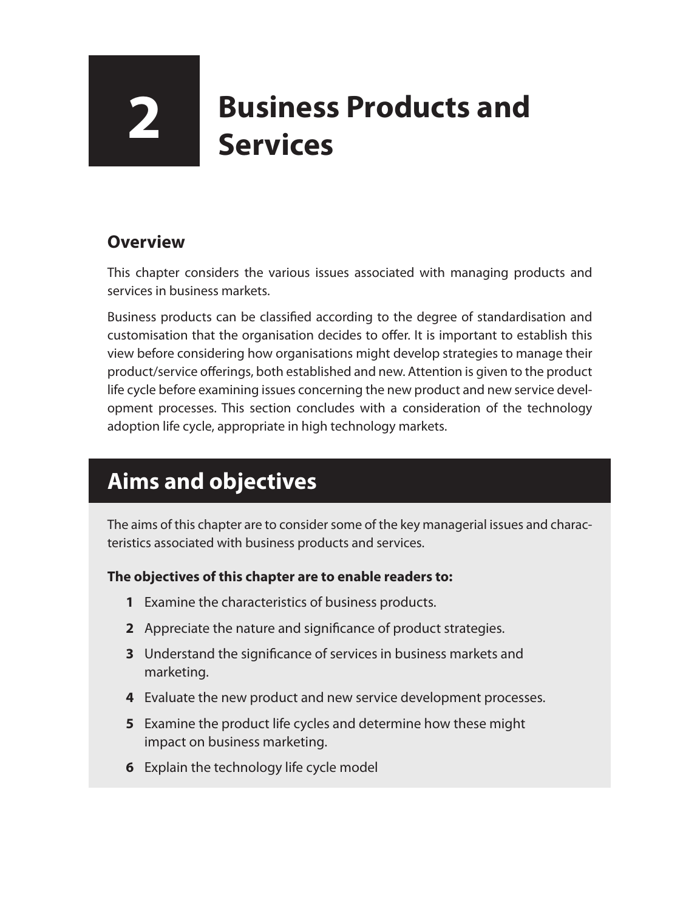# 2 Business Products and Services

## Overview

This chapter considers the various issues associated with managing products and services in business markets.

Business products can be classified according to the degree of standardisation and customisation that the organisation decides to offer. It is important to establish this view before considering how organisations might develop strategies to manage their product/service offerings, both established and new. Attention is given to the product life cycle before examining issues concerning the new product and new service development processes. This section concludes with a consideration of the technology adoption life cycle, appropriate in high technology markets.

## Aims and objectives

The aims of this chapter are to consider some of the key managerial issues and characteristics associated with business products and services.

**The objectives of this chapter are to enable readers to:**

1. Examine the characteristics of business products.
2. Appreciate the nature and significance of product strategies.
3. Understand the significance of services in business markets and marketing.
4. Evaluate the new product and new service development processes.
5. Examine the product life cycles and determine how these might impact on business marketing.
6. Explain the technology life cycle model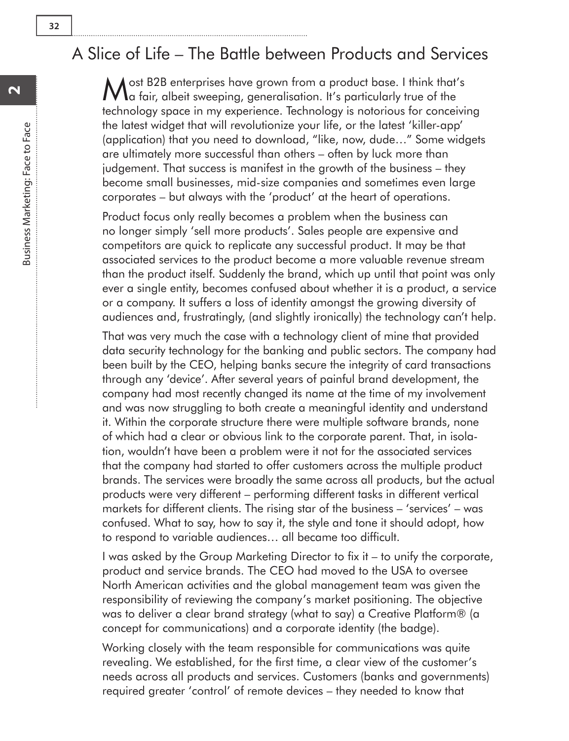## A Slice of Life – The Battle between Products and Services

Most B2B enterprises have grown from a product base. I think that's a fair, albeit sweeping, generalisation. It's particularly true of the technology space in my experience. Technology is notorious for conceiving the latest widget that will revolutionize your life, or the latest 'killer-app' (application) that you need to download, "like, now, dude…" Some widgets are ultimately more successful than others – often by luck more than judgement. That success is manifest in the growth of the business – they become small businesses, mid-size companies and sometimes even large corporates – but always with the 'product' at the heart of operations.

Product focus only really becomes a problem when the business can no longer simply 'sell more products'. Sales people are expensive and competitors are quick to replicate any successful product. It may be that associated services to the product become a more valuable revenue stream than the product itself. Suddenly the brand, which up until that point was only ever a single entity, becomes confused about whether it is a product, a service or a company. It suffers a loss of identity amongst the growing diversity of audiences and, frustratingly, (and slightly ironically) the technology can't help.

That was very much the case with a technology client of mine that provided data security technology for the banking and public sectors. The company had been built by the CEO, helping banks secure the integrity of card transactions through any 'device'. After several years of painful brand development, the company had most recently changed its name at the time of my involvement and was now struggling to both create a meaningful identity and understand it. Within the corporate structure there were multiple software brands, none of which had a clear or obvious link to the corporate parent. That, in isolation, wouldn't have been a problem were it not for the associated services that the company had started to offer customers across the multiple product brands. The services were broadly the same across all products, but the actual products were very different – performing different tasks in different vertical markets for different clients. The rising star of the business – 'services' – was confused. What to say, how to say it, the style and tone it should adopt, how to respond to variable audiences… all became too difficult.

I was asked by the Group Marketing Director to fix it – to unify the corporate, product and service brands. The CEO had moved to the USA to oversee North American activities and the global management team was given the responsibility of reviewing the company's market positioning. The objective was to deliver a clear brand strategy (what to say) a Creative Platform® (a concept for communications) and a corporate identity (the badge).

Working closely with the team responsible for communications was quite revealing. We established, for the first time, a clear view of the customer's needs across all products and services. Customers (banks and governments) required greater 'control' of remote devices – they needed to know that